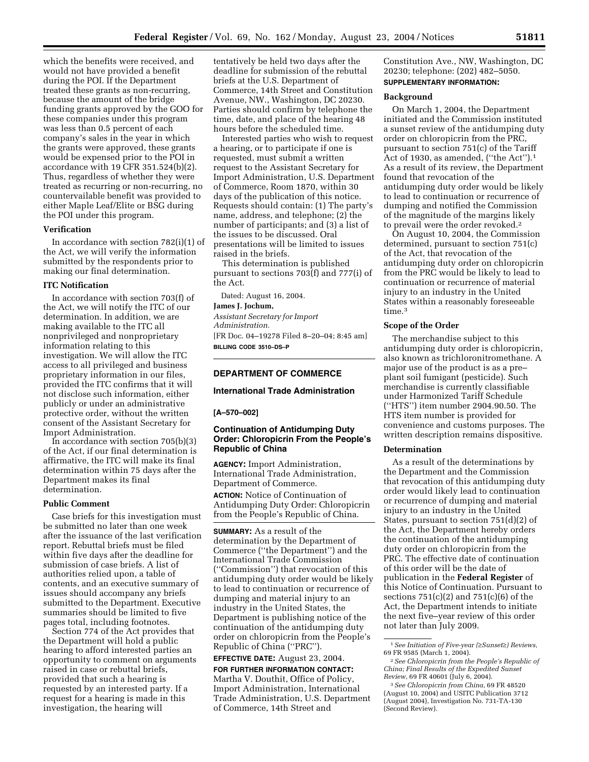which the benefits were received, and would not have provided a benefit during the POI. If the Department treated these grants as non-recurring, because the amount of the bridge funding grants approved by the GOO for these companies under this program was less than 0.5 percent of each company's sales in the year in which the grants were approved, these grants would be expensed prior to the POI in accordance with 19 CFR 351.524(b)(2). Thus, regardless of whether they were treated as recurring or non-recurring, no countervailable benefit was provided to either Maple Leaf/Elite or BSG during the POI under this program.

### Verification

In accordance with section 782(i)(1) of the Act, we will verify the information submitted by the respondents prior to making our final determination.

### ITC Notification

In accordance with section 703(f) of the Act, we will notify the ITC of our determination. In addition, we are making available to the ITC all nonprivileged and nonproprietary information relating to this investigation. We will allow the ITC access to all privileged and business proprietary information in our files, provided the ITC confirms that it will not disclose such information, either publicly or under an administrative protective order, without the written consent of the Assistant Secretary for Import Administration.

In accordance with section 705(b)(3) of the Act, if our final determination is affirmative, the ITC will make its final determination within 75 days after the Department makes its final determination.

### Public Comment

Case briefs for this investigation must be submitted no later than one week after the issuance of the last verification report. Rebuttal briefs must be filed within five days after the deadline for submission of case briefs. A list of authorities relied upon, a table of contents, and an executive summary of issues should accompany any briefs submitted to the Department. Executive summaries should be limited to five pages total, including footnotes.

Section 774 of the Act provides that the Department will hold a public hearing to afford interested parties an opportunity to comment on arguments raised in case or rebuttal briefs, provided that such a hearing is requested by an interested party. If a request for a hearing is made in this investigation, the hearing will tentatively be held two days after the deadline for submission of the rebuttal briefs at the U.S. Department of Commerce, 14th Street and Constitution Avenue, NW., Washington, DC 20230. Parties should confirm by telephone the time, date, and place of the hearing 48 hours before the scheduled time.

Interested parties who wish to request a hearing, or to participate if one is requested, must submit a written request to the Assistant Secretary for Import Administration, U.S. Department of Commerce, Room 1870, within 30 days of the publication of this notice. Requests should contain: (1) The party's name, address, and telephone; (2) the number of participants; and (3) a list of the issues to be discussed. Oral presentations will be limited to issues raised in the briefs.

This determination is published pursuant to sections 703(f) and 777(i) of the Act.

Dated: August 16, 2004.

**James J. Jochum,**

*Assistant Secretary for Import Administration.*

[FR Doc. 04–19278 Filed 8–20–04; 8:45 am]

**BILLING CODE 3510–DS–P**

---

## DEPARTMENT OF COMMERCE

### International Trade Administration

**[A–570–002]**

### Continuation of Antidumping Duty Order: Chloropicrin From the People's Republic of China

**AGENCY:** Import Administration, International Trade Administration, Department of Commerce.

**ACTION:** Notice of Continuation of Antidumping Duty Order: Chloropicrin from the People's Republic of China.

**SUMMARY:** As a result of the determination by the Department of Commerce (''the Department'') and the International Trade Commission (''Commission'') that revocation of this antidumping duty order would be likely to lead to continuation or recurrence of dumping and material injury to an industry in the United States, the Department is publishing notice of the continuation of the antidumping duty order on chloropicrin from the People's Republic of China (''PRC'').

**EFFECTIVE DATE:** August 23, 2004.

**FOR FURTHER INFORMATION CONTACT:** Martha V. Douthit, Office of Policy, Import Administration, International Trade Administration, U.S. Department of Commerce, 14th Street and Constitution Ave., NW, Washington, DC 20230; telephone: (202) 482–5050.

**SUPPLEMENTARY INFORMATION:**

### Background

On March 1, 2004, the Department initiated and the Commission instituted a sunset review of the antidumping duty order on chloropicrin from the PRC, pursuant to section 751(c) of the Tariff Act of 1930, as amended, (''the Act'').[1] As a result of its review, the Department found that revocation of the antidumping duty order would be likely to lead to continuation or recurrence of dumping and notified the Commission of the magnitude of the margins likely to prevail were the order revoked.[2]

On August 10, 2004, the Commission determined, pursuant to section 751(c) of the Act, that revocation of the antidumping duty order on chloropicrin from the PRC would be likely to lead to continuation or recurrence of material injury to an industry in the United States within a reasonably foreseeable time.[3]

### Scope of the Order

The merchandise subject to this antidumping duty order is chloropicrin, also known as trichloronitromethane. A major use of the product is as a pre–plant soil fumigant (pesticide). Such merchandise is currently classifiable under Harmonized Tariff Schedule (''HTS'') item number 2904.90.50. The HTS item number is provided for convenience and customs purposes. The written description remains dispositive.

### Determination

As a result of the determinations by the Department and the Commission that revocation of this antidumping duty order would likely lead to continuation or recurrence of dumping and material injury to an industry in the United States, pursuant to section 751(d)(2) of the Act, the Department hereby orders the continuation of the antidumping duty order on chloropicrin from the PRC. The effective date of continuation of this order will be the date of publication in the **Federal Register** of this Notice of Continuation. Pursuant to sections 751(c)(2) and 751(c)(6) of the Act, the Department intends to initiate the next five–year review of this order not later than July 2009.

---

[1] *See Initiation of Five-year (≥Sunset≥) Reviews*, 69 FR 9585 (March 1, 2004).

[2] *See Chloropicrin from the People's Republic of China; Final Results of the Expedited Sunset Review*, 69 FR 40601 (July 6, 2004).

[3] *See Chloropicrin from China*, 69 FR 48520 (August 10, 2004) and USITC Publication 3712 (August 2004), Investigation No. 731-TA-130 (Second Review).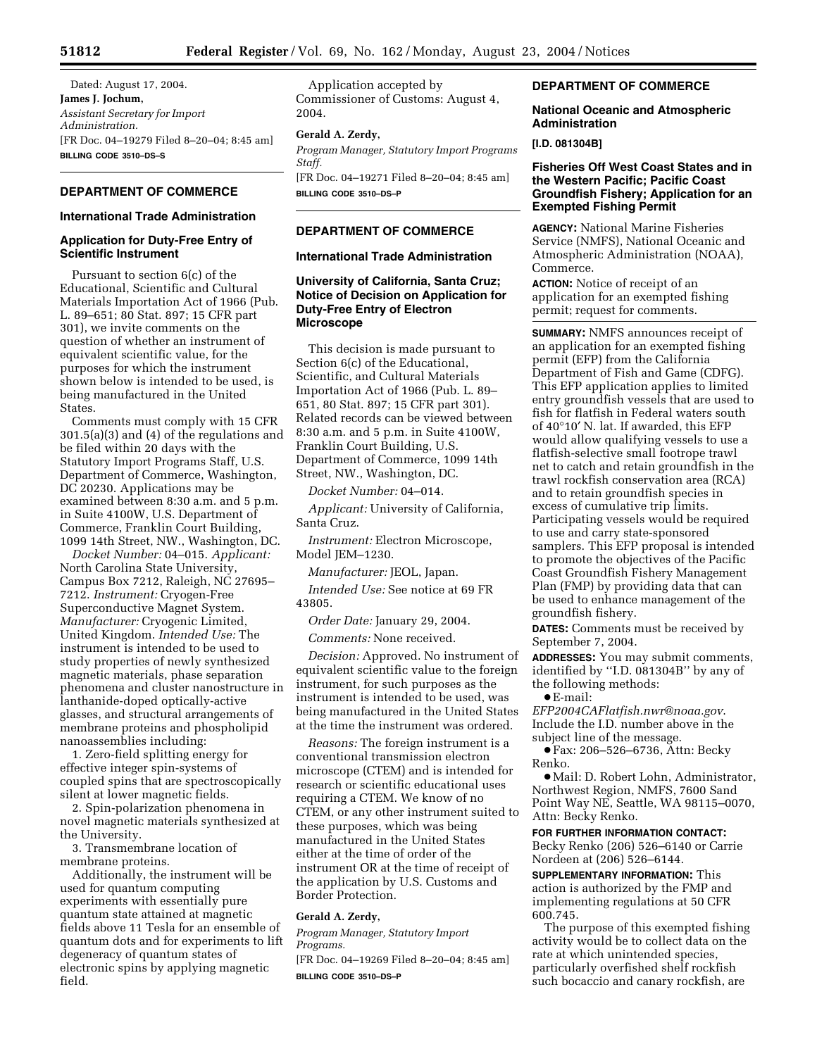Dated: August 17, 2004.

**James J. Jochum,**

*Assistant Secretary for Import Administration.*

[FR Doc. 04–19279 Filed 8–20–04; 8:45 am]

**BILLING CODE 3510–DS–S**

---

## DEPARTMENT OF COMMERCE

### International Trade Administration

### Application for Duty-Free Entry of Scientific Instrument

Pursuant to section 6(c) of the Educational, Scientific and Cultural Materials Importation Act of 1966 (Pub. L. 89–651; 80 Stat. 897; 15 CFR part 301), we invite comments on the question of whether an instrument of equivalent scientific value, for the purposes for which the instrument shown below is intended to be used, is being manufactured in the United States.

Comments must comply with 15 CFR 301.5(a)(3) and (4) of the regulations and be filed within 20 days with the Statutory Import Programs Staff, U.S. Department of Commerce, Washington, DC 20230. Applications may be examined between 8:30 a.m. and 5 p.m. in Suite 4100W, U.S. Department of Commerce, Franklin Court Building, 1099 14th Street, NW., Washington, DC.

*Docket Number:* 04–015. *Applicant:* North Carolina State University, Campus Box 7212, Raleigh, NC 27695–7212. *Instrument:* Cryogen-Free Superconductive Magnet System. *Manufacturer:* Cryogenic Limited, United Kingdom. *Intended Use:* The instrument is intended to be used to study properties of newly synthesized magnetic materials, phase separation phenomena and cluster nanostructure in lanthanide-doped optically-active glasses, and structural arrangements of membrane proteins and phospholipid nanoassemblies including:

1. Zero-field splitting energy for effective integer spin-systems of coupled spins that are spectroscopically silent at lower magnetic fields.
2. Spin-polarization phenomena in novel magnetic materials synthesized at the University.
3. Transmembrane location of membrane proteins.

Additionally, the instrument will be used for quantum computing experiments with essentially pure quantum state attained at magnetic fields above 11 Tesla for an ensemble of quantum dots and for experiments to lift degeneracy of quantum states of electronic spins by applying magnetic field.

Application accepted by Commissioner of Customs: August 4, 2004.

**Gerald A. Zerdy,**

*Program Manager, Statutory Import Programs Staff.*

[FR Doc. 04–19271 Filed 8–20–04; 8:45 am]

**BILLING CODE 3510–DS–P**

---

## DEPARTMENT OF COMMERCE

### International Trade Administration

### University of California, Santa Cruz; Notice of Decision on Application for Duty-Free Entry of Electron Microscope

This decision is made pursuant to Section 6(c) of the Educational, Scientific, and Cultural Materials Importation Act of 1966 (Pub. L. 89–651, 80 Stat. 897; 15 CFR part 301). Related records can be viewed between 8:30 a.m. and 5 p.m. in Suite 4100W, Franklin Court Building, U.S. Department of Commerce, 1099 14th Street, NW., Washington, DC.

*Docket Number:* 04–014.

*Applicant:* University of California, Santa Cruz.

*Instrument:* Electron Microscope, Model JEM–1230.

*Manufacturer:* JEOL, Japan.

*Intended Use:* See notice at 69 FR 43805.

*Order Date:* January 29, 2004.

*Comments:* None received.

*Decision:* Approved. No instrument of equivalent scientific value to the foreign instrument, for such purposes as the instrument is intended to be used, was being manufactured in the United States at the time the instrument was ordered.

*Reasons:* The foreign instrument is a conventional transmission electron microscope (CTEM) and is intended for research or scientific educational uses requiring a CTEM. We know of no CTEM, or any other instrument suited to these purposes, which was being manufactured in the United States either at the time of order of the instrument OR at the time of receipt of the application by U.S. Customs and Border Protection.

**Gerald A. Zerdy,**

*Program Manager, Statutory Import Programs.*

[FR Doc. 04–19269 Filed 8–20–04; 8:45 am]

**BILLING CODE 3510–DS–P**

---

## DEPARTMENT OF COMMERCE

### National Oceanic and Atmospheric Administration

**[I.D. 081304B]**

### Fisheries Off West Coast States and in the Western Pacific; Pacific Coast Groundfish Fishery; Application for an Exempted Fishing Permit

**AGENCY:** National Marine Fisheries Service (NMFS), National Oceanic and Atmospheric Administration (NOAA), Commerce.

**ACTION:** Notice of receipt of an application for an exempted fishing permit; request for comments.

**SUMMARY:** NMFS announces receipt of an application for an exempted fishing permit (EFP) from the California Department of Fish and Game (CDFG). This EFP application applies to limited entry groundfish vessels that are used to fish for flatfish in Federal waters south of 40°10′ N. lat. If awarded, this EFP would allow qualifying vessels to use a flatfish-selective small footrope trawl net to catch and retain groundfish in the trawl rockfish conservation area (RCA) and to retain groundfish species in excess of cumulative trip limits. Participating vessels would be required to use and carry state-sponsored samplers. This EFP proposal is intended to promote the objectives of the Pacific Coast Groundfish Fishery Management Plan (FMP) by providing data that can be used to enhance management of the groundfish fishery.

**DATES:** Comments must be received by September 7, 2004.

**ADDRESSES:** You may submit comments, identified by "I.D. 081304B" by any of the following methods:

- E-mail: *EFP2004CAFlatfish.nwr@noaa.gov*. Include the I.D. number above in the subject line of the message.
- Fax: 206–526–6736, Attn: Becky Renko.
- Mail: D. Robert Lohn, Administrator, Northwest Region, NMFS, 7600 Sand Point Way NE, Seattle, WA 98115–0070, Attn: Becky Renko.

**FOR FURTHER INFORMATION CONTACT:** Becky Renko (206) 526–6140 or Carrie Nordeen at (206) 526–6144.

**SUPPLEMENTARY INFORMATION:** This action is authorized by the FMP and implementing regulations at 50 CFR 600.745.

The purpose of this exempted fishing activity would be to collect data on the rate at which unintended species, particularly overfished shelf rockfish such bocaccio and canary rockfish, are